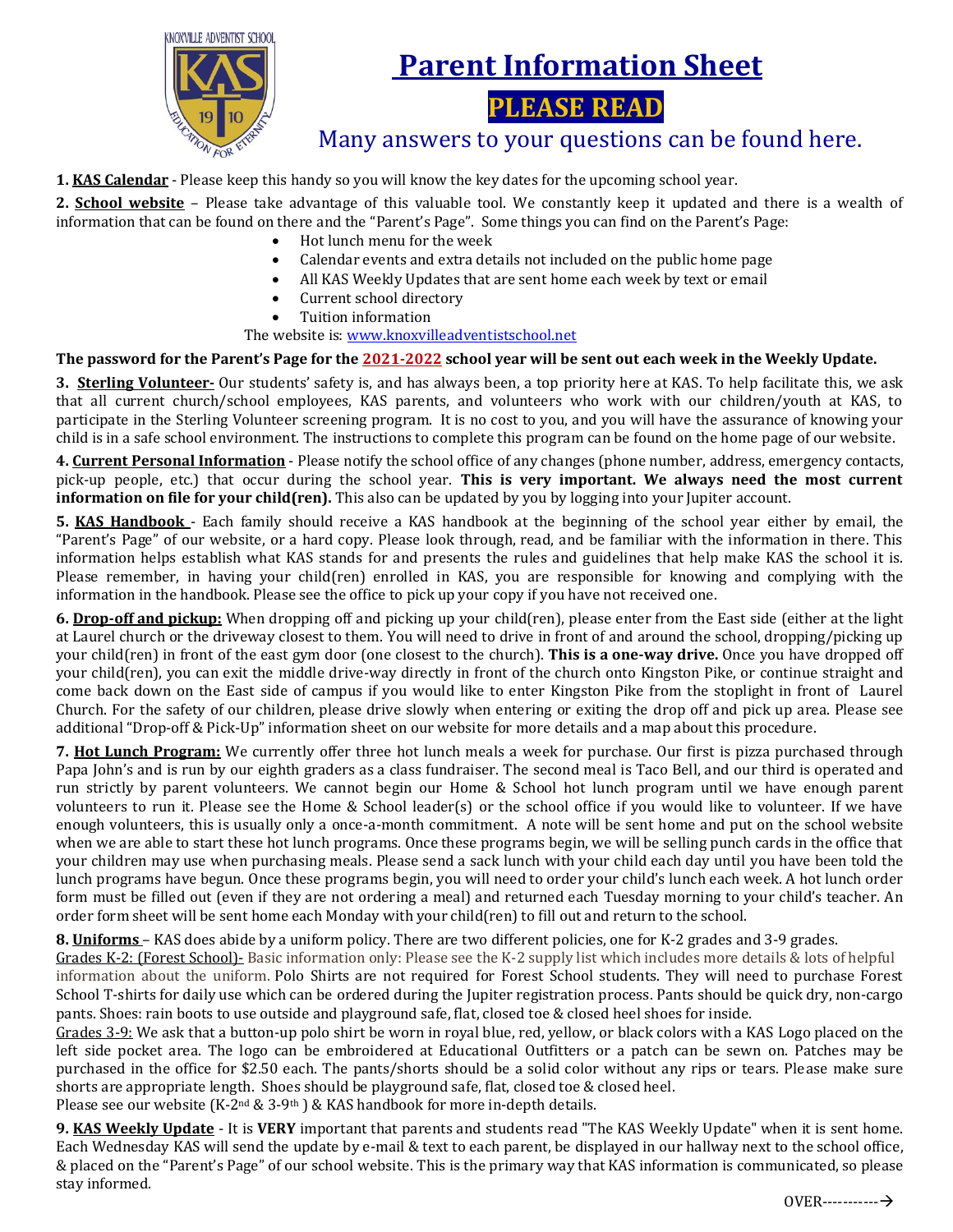# Parent Information Sheet

## PLEASE READ

### Many answers to your questions can be found here.

**1. KAS Calendar** - Please keep this handy so you will know the key dates for the upcoming school year.

**2. School website** – Please take advantage of this valuable tool. We constantly keep it updated and there is a wealth of information that can be found on there and the "Parent's Page". Some things you can find on the Parent's Page:

- Hot lunch menu for the week
- Calendar events and extra details not included on the public home page
- All KAS Weekly Updates that are sent home each week by text or email
- Current school directory
- Tuition information

The website is: www.knoxvilleadventistschool.net

**The password for the Parent's Page for the 2021-2022 school year will be sent out each week in the Weekly Update.**

**3. Sterling Volunteer-** Our students' safety is, and has always been, a top priority here at KAS. To help facilitate this, we ask that all current church/school employees, KAS parents, and volunteers who work with our children/youth at KAS, to participate in the Sterling Volunteer screening program. It is no cost to you, and you will have the assurance of knowing your child is in a safe school environment. The instructions to complete this program can be found on the home page of our website.

**4. Current Personal Information** - Please notify the school office of any changes (phone number, address, emergency contacts, pick-up people, etc.) that occur during the school year. **This is very important. We always need the most current information on file for your child(ren).** This also can be updated by you by logging into your Jupiter account.

**5. KAS Handbook** - Each family should receive a KAS handbook at the beginning of the school year either by email, the "Parent's Page" of our website, or a hard copy. Please look through, read, and be familiar with the information in there. This information helps establish what KAS stands for and presents the rules and guidelines that help make KAS the school it is. Please remember, in having your child(ren) enrolled in KAS, you are responsible for knowing and complying with the information in the handbook. Please see the office to pick up your copy if you have not received one.

**6. Drop-off and pickup:** When dropping off and picking up your child(ren), please enter from the East side (either at the light at Laurel church or the driveway closest to them. You will need to drive in front of and around the school, dropping/picking up your child(ren) in front of the east gym door (one closest to the church). **This is a one-way drive.** Once you have dropped off your child(ren), you can exit the middle drive-way directly in front of the church onto Kingston Pike, or continue straight and come back down on the East side of campus if you would like to enter Kingston Pike from the stoplight in front of Laurel Church. For the safety of our children, please drive slowly when entering or exiting the drop off and pick up area. Please see additional "Drop-off & Pick-Up" information sheet on our website for more details and a map about this procedure.

**7. Hot Lunch Program:** We currently offer three hot lunch meals a week for purchase. Our first is pizza purchased through Papa John's and is run by our eighth graders as a class fundraiser. The second meal is Taco Bell, and our third is operated and run strictly by parent volunteers. We cannot begin our Home & School hot lunch program until we have enough parent volunteers to run it. Please see the Home & School leader(s) or the school office if you would like to volunteer. If we have enough volunteers, this is usually only a once-a-month commitment. A note will be sent home and put on the school website when we are able to start these hot lunch programs. Once these programs begin, we will be selling punch cards in the office that your children may use when purchasing meals. Please send a sack lunch with your child each day until you have been told the lunch programs have begun. Once these programs begin, you will need to order your child's lunch each week. A hot lunch order form must be filled out (even if they are not ordering a meal) and returned each Tuesday morning to your child's teacher. An order form sheet will be sent home each Monday with your child(ren) to fill out and return to the school.

**8. Uniforms** – KAS does abide by a uniform policy. There are two different policies, one for K-2 grades and 3-9 grades.

Grades K-2: (Forest School)- Basic information only: Please see the K-2 supply list which includes more details & lots of helpful information about the uniform. Polo Shirts are not required for Forest School students. They will need to purchase Forest School T-shirts for daily use which can be ordered during the Jupiter registration process. Pants should be quick dry, non-cargo pants. Shoes: rain boots to use outside and playground safe, flat, closed toe & closed heel shoes for inside.

Grades 3-9: We ask that a button-up polo shirt be worn in royal blue, red, yellow, or black colors with a KAS Logo placed on the left side pocket area. The logo can be embroidered at Educational Outfitters or a patch can be sewn on. Patches may be purchased in the office for $2.50 each. The pants/shorts should be a solid color without any rips or tears. Please make sure shorts are appropriate length. Shoes should be playground safe, flat, closed toe & closed heel.

Please see our website (K-2nd & 3-9th) & KAS handbook for more in-depth details.

**9. KAS Weekly Update** - It is **VERY** important that parents and students read "The KAS Weekly Update" when it is sent home. Each Wednesday KAS will send the update by e-mail & text to each parent, be displayed in our hallway next to the school office, & placed on the "Parent's Page" of our school website. This is the primary way that KAS information is communicated, so please stay informed.

OVER----------→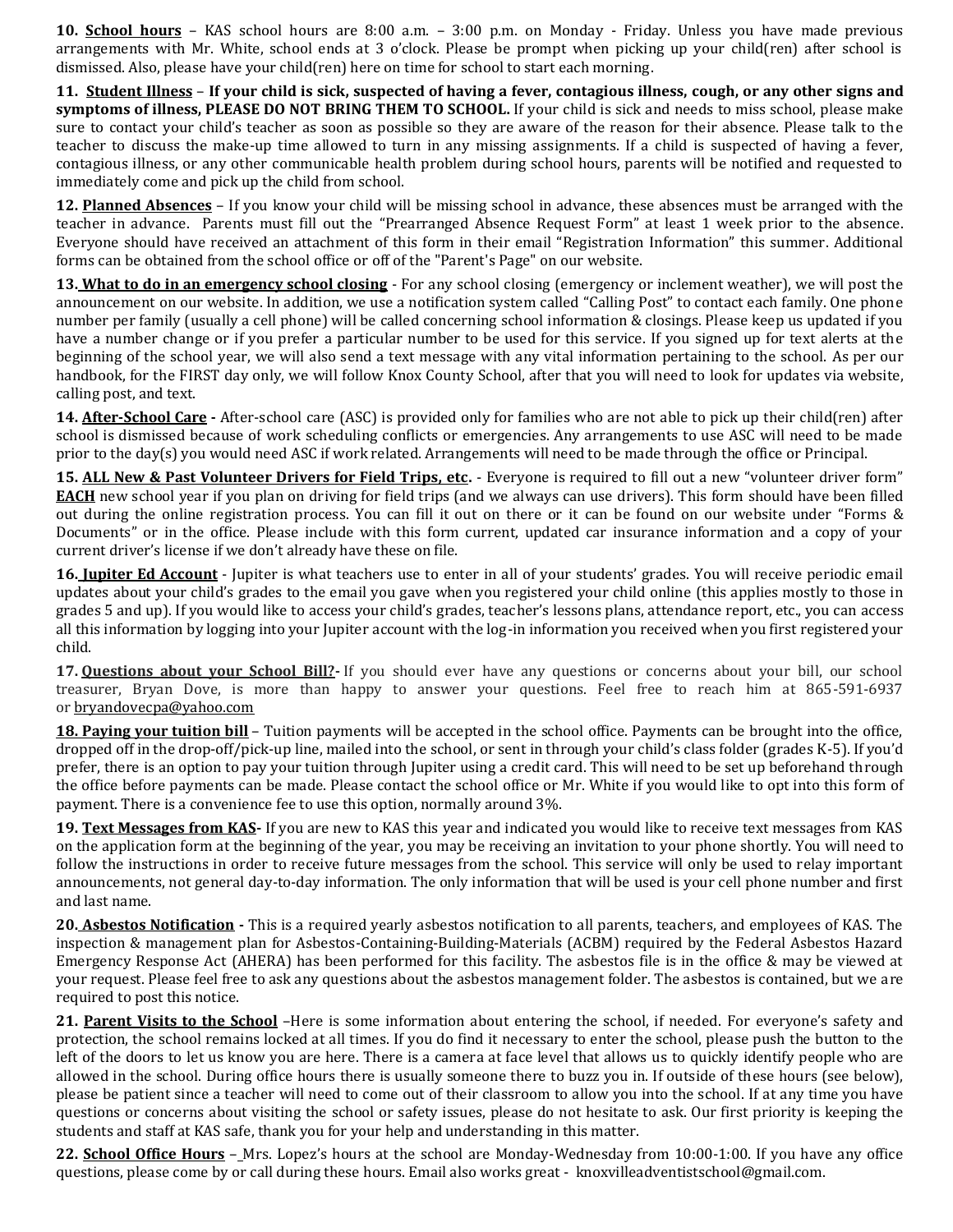**10. <u>School hours</u>** – KAS school hours are 8:00 a.m. – 3:00 p.m. on Monday - Friday. Unless you have made previous arrangements with Mr. White, school ends at 3 o'clock. Please be prompt when picking up your child(ren) after school is dismissed. Also, please have your child(ren) here on time for school to start each morning.

**11. <u>Student Illness</u> – If your child is sick, suspected of having a fever, contagious illness, cough, or any other signs and symptoms of illness, PLEASE DO NOT BRING THEM TO SCHOOL.** If your child is sick and needs to miss school, please make sure to contact your child's teacher as soon as possible so they are aware of the reason for their absence. Please talk to the teacher to discuss the make-up time allowed to turn in any missing assignments. If a child is suspected of having a fever, contagious illness, or any other communicable health problem during school hours, parents will be notified and requested to immediately come and pick up the child from school.

**12. <u>Planned Absences</u>** – If you know your child will be missing school in advance, these absences must be arranged with the teacher in advance. Parents must fill out the "Prearranged Absence Request Form" at least 1 week prior to the absence. Everyone should have received an attachment of this form in their email "Registration Information" this summer. Additional forms can be obtained from the school office or off of the "Parent's Page" on our website.

**13. <u>What to do in an emergency school closing</u>** - For any school closing (emergency or inclement weather), we will post the announcement on our website. In addition, we use a notification system called "Calling Post" to contact each family. One phone number per family (usually a cell phone) will be called concerning school information & closings. Please keep us updated if you have a number change or if you prefer a particular number to be used for this service. If you signed up for text alerts at the beginning of the school year, we will also send a text message with any vital information pertaining to the school. As per our handbook, for the FIRST day only, we will follow Knox County School, after that you will need to look for updates via website, calling post, and text.

**14. <u>After-School Care</u> -** After-school care (ASC) is provided only for families who are not able to pick up their child(ren) after school is dismissed because of work scheduling conflicts or emergencies. Any arrangements to use ASC will need to be made prior to the day(s) you would need ASC if work related. Arrangements will need to be made through the office or Principal.

**15. <u>ALL New & Past Volunteer Drivers for Field Trips, etc.</u>** - Everyone is required to fill out a new "volunteer driver form" **<u>EACH</u>** new school year if you plan on driving for field trips (and we always can use drivers). This form should have been filled out during the online registration process. You can fill it out on there or it can be found on our website under "Forms & Documents" or in the office. Please include with this form current, updated car insurance information and a copy of your current driver's license if we don't already have these on file.

**16. <u>Jupiter Ed Account</u>** - Jupiter is what teachers use to enter in all of your students' grades. You will receive periodic email updates about your child's grades to the email you gave when you registered your child online (this applies mostly to those in grades 5 and up). If you would like to access your child's grades, teacher's lessons plans, attendance report, etc., you can access all this information by logging into your Jupiter account with the log-in information you received when you first registered your child.

**17. <u>Questions about your School Bill?</u>-** If you should ever have any questions or concerns about your bill, our school treasurer, Bryan Dove, is more than happy to answer your questions. Feel free to reach him at 865-591-6937 or <u>bryandovecpa@yahoo.com</u>

**<u>18. Paying your tuition bill</u>** – Tuition payments will be accepted in the school office. Payments can be brought into the office, dropped off in the drop-off/pick-up line, mailed into the school, or sent in through your child's class folder (grades K-5). If you'd prefer, there is an option to pay your tuition through Jupiter using a credit card. This will need to be set up beforehand through the office before payments can be made. Please contact the school office or Mr. White if you would like to opt into this form of payment. There is a convenience fee to use this option, normally around 3%.

**19. <u>Text Messages from KAS</u>-** If you are new to KAS this year and indicated you would like to receive text messages from KAS on the application form at the beginning of the year, you may be receiving an invitation to your phone shortly. You will need to follow the instructions in order to receive future messages from the school. This service will only be used to relay important announcements, not general day-to-day information. The only information that will be used is your cell phone number and first and last name.

**20. <u>Asbestos Notification</u> -** This is a required yearly asbestos notification to all parents, teachers, and employees of KAS. The inspection & management plan for Asbestos-Containing-Building-Materials (ACBM) required by the Federal Asbestos Hazard Emergency Response Act (AHERA) has been performed for this facility. The asbestos file is in the office & may be viewed at your request. Please feel free to ask any questions about the asbestos management folder. The asbestos is contained, but we are required to post this notice.

**21. <u>Parent Visits to the School</u>** –Here is some information about entering the school, if needed. For everyone's safety and protection, the school remains locked at all times. If you do find it necessary to enter the school, please push the button to the left of the doors to let us know you are here. There is a camera at face level that allows us to quickly identify people who are allowed in the school. During office hours there is usually someone there to buzz you in. If outside of these hours (see below), please be patient since a teacher will need to come out of their classroom to allow you into the school. If at any time you have questions or concerns about visiting the school or safety issues, please do not hesitate to ask. Our first priority is keeping the students and staff at KAS safe, thank you for your help and understanding in this matter.

**22. <u>School Office Hours</u>** – Mrs. Lopez's hours at the school are Monday-Wednesday from 10:00-1:00. If you have any office questions, please come by or call during these hours. Email also works great - knoxvilleadventistschool@gmail.com.